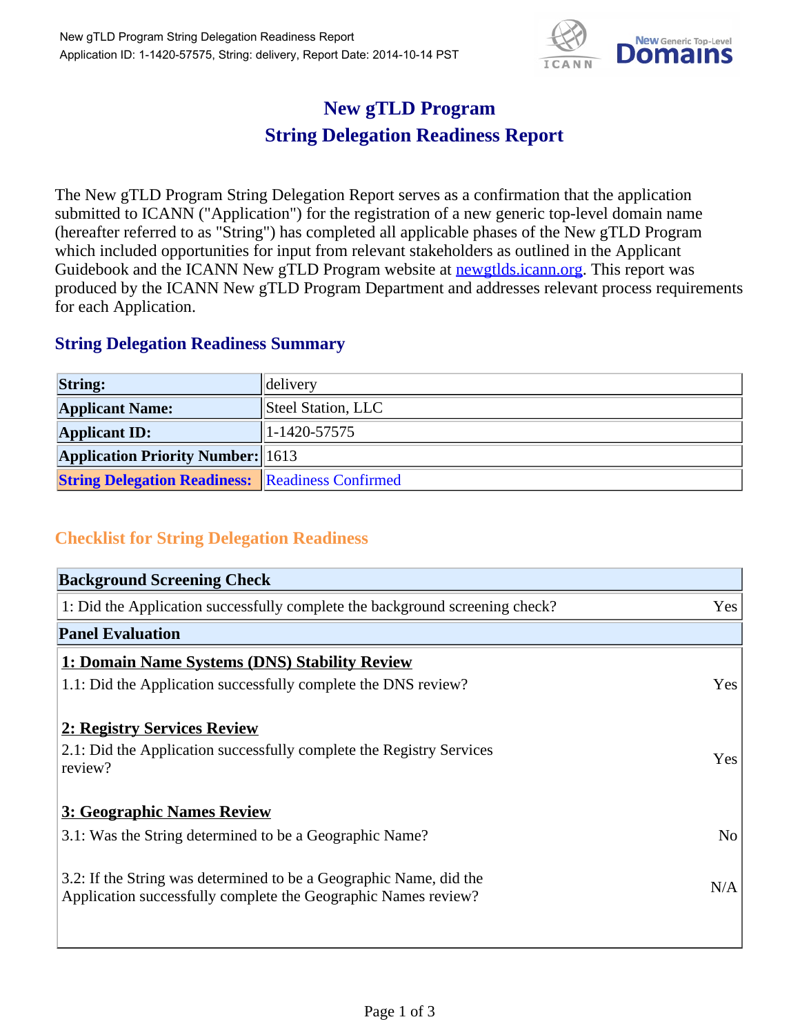# New gTLD Program
# String Delegation Readiness Report

The New gTLD Program String Delegation Report serves as a confirmation that the application submitted to ICANN ("Application") for the registration of a new generic top-level domain name (hereafter referred to as "String") has completed all applicable phases of the New gTLD Program which included opportunities for input from relevant stakeholders as outlined in the Applicant Guidebook and the ICANN New gTLD Program website at newgtlds.icann.org. This report was produced by the ICANN New gTLD Program Department and addresses relevant process requirements for each Application.

## String Delegation Readiness Summary

| | |
|---|---|
| **String:** | delivery |
| **Applicant Name:** | Steel Station, LLC |
| **Applicant ID:** | 1-1420-57575 |
| **Application Priority Number:** | 1613 |
| **String Delegation Readiness:** | Readiness Confirmed |

## Checklist for String Delegation Readiness

| | |
|---|---|
| **Background Screening Check** | |
| 1: Did the Application successfully complete the background screening check? | Yes |
| **Panel Evaluation** | |
| **1: Domain Name Systems (DNS) Stability Review** | |
| 1.1: Did the Application successfully complete the DNS review? | Yes |
| **2: Registry Services Review** | |
| 2.1: Did the Application successfully complete the Registry Services review? | Yes |
| **3: Geographic Names Review** | |
| 3.1: Was the String determined to be a Geographic Name? | No |
| 3.2: If the String was determined to be a Geographic Name, did the Application successfully complete the Geographic Names review? | N/A |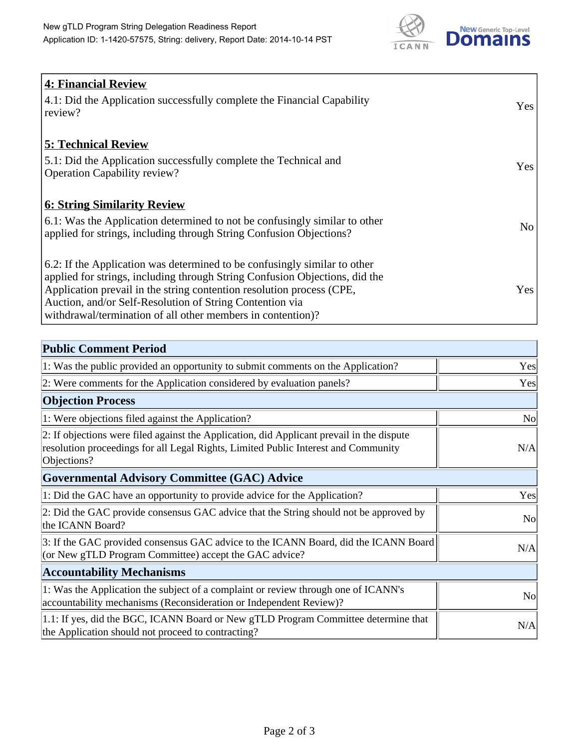| | |
|---|---|
| **4: Financial Review** | |
| 4.1: Did the Application successfully complete the Financial Capability review? | Yes |
| **5: Technical Review** | |
| 5.1: Did the Application successfully complete the Technical and Operation Capability review? | Yes |
| **6: String Similarity Review** | |
| 6.1: Was the Application determined to not be confusingly similar to other applied for strings, including through String Confusion Objections? | No |
| 6.2: If the Application was determined to be confusingly similar to other applied for strings, including through String Confusion Objections, did the Application prevail in the string contention resolution process (CPE, Auction, and/or Self-Resolution of String Contention via withdrawal/termination of all other members in contention)? | Yes |

| | |
|---|---|
| **Public Comment Period** | |
| 1: Was the public provided an opportunity to submit comments on the Application? | Yes |
| 2: Were comments for the Application considered by evaluation panels? | Yes |
| **Objection Process** | |
| 1: Were objections filed against the Application? | No |
| 2: If objections were filed against the Application, did Applicant prevail in the dispute resolution proceedings for all Legal Rights, Limited Public Interest and Community Objections? | N/A |
| **Governmental Advisory Committee (GAC) Advice** | |
| 1: Did the GAC have an opportunity to provide advice for the Application? | Yes |
| 2: Did the GAC provide consensus GAC advice that the String should not be approved by the ICANN Board? | No |
| 3: If the GAC provided consensus GAC advice to the ICANN Board, did the ICANN Board (or New gTLD Program Committee) accept the GAC advice? | N/A |
| **Accountability Mechanisms** | |
| 1: Was the Application the subject of a complaint or review through one of ICANN's accountability mechanisms (Reconsideration or Independent Review)? | No |
| 1.1: If yes, did the BGC, ICANN Board or New gTLD Program Committee determine that the Application should not proceed to contracting? | N/A |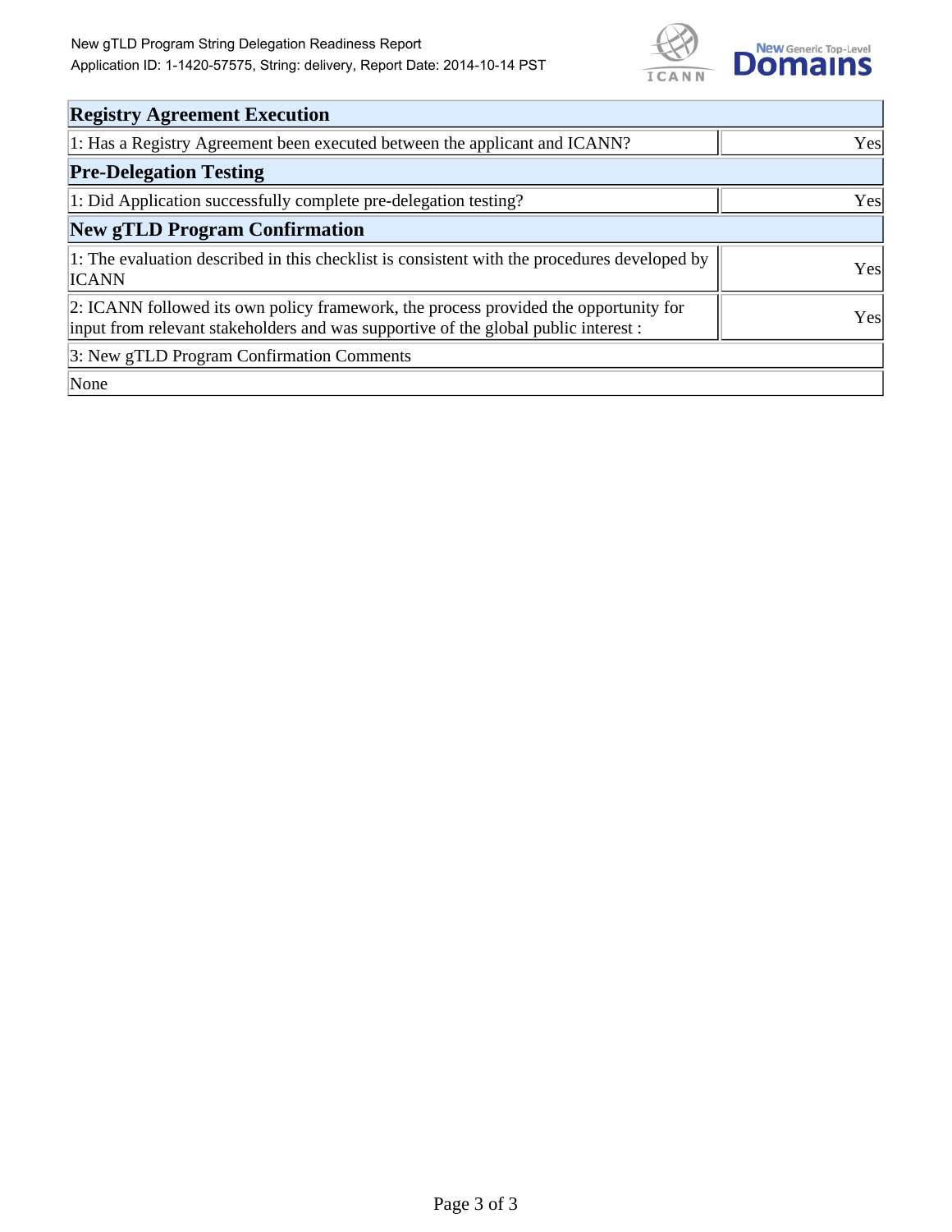| Registry Agreement Execution | |
|---|---|
| 1: Has a Registry Agreement been executed between the applicant and ICANN? | Yes |

| Pre-Delegation Testing | |
|---|---|
| 1: Did Application successfully complete pre-delegation testing? | Yes |

| New gTLD Program Confirmation | |
|---|---|
| 1: The evaluation described in this checklist is consistent with the procedures developed by ICANN | Yes |
| 2: ICANN followed its own policy framework, the process provided the opportunity for input from relevant stakeholders and was supportive of the global public interest : | Yes |
| 3: New gTLD Program Confirmation Comments | |
| None | |